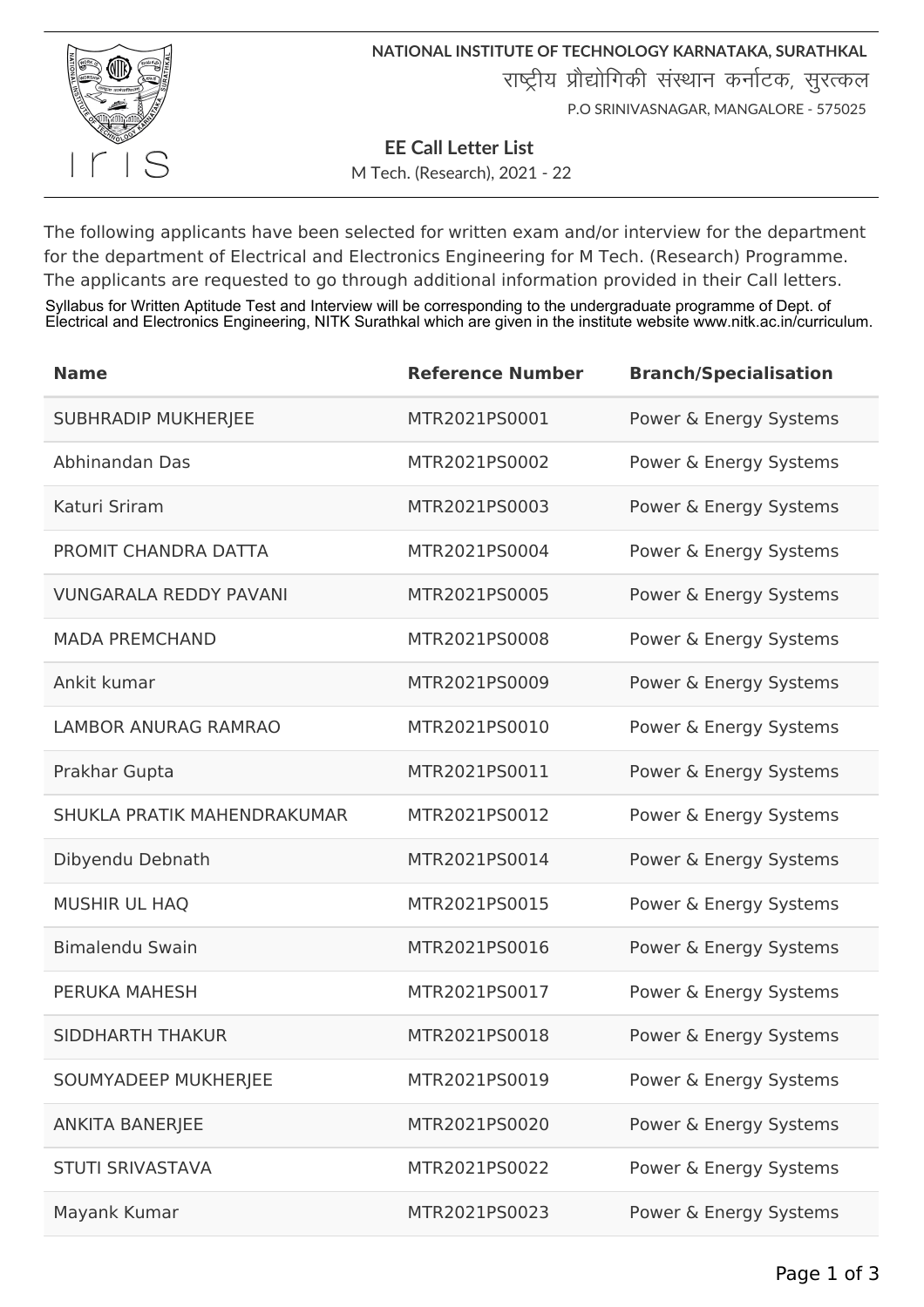**NATIONAL INSTITUTE OF TECHNOLOGY KARNATAKA, SURATHKAL**

राष्ट्रीय प्रौद्योगिकी संस्थान कर्नाटक, सुरत्कल

P.O SRINIVASNAGAR, MANGALORE - 575025

## EE Call Letter List

M Tech. (Research), 2021 - 22

The following applicants have been selected for written exam and/or interview for the department for the department of Electrical and Electronics Engineering for M Tech. (Research) Programme. The applicants are requested to go through additional information provided in their Call letters.

Syllabus for Written Aptitude Test and Interview will be corresponding to the undergraduate programme of Dept. of Electrical and Electronics Engineering, NITK Surathkal which are given in the institute website www.nitk.ac.in/curriculum.

| Name | Reference Number | Branch/Specialisation |
|---|---|---|
| SUBHRADIP MUKHERJEE | MTR2021PS0001 | Power & Energy Systems |
| Abhinandan Das | MTR2021PS0002 | Power & Energy Systems |
| Katuri Sriram | MTR2021PS0003 | Power & Energy Systems |
| PROMIT CHANDRA DATTA | MTR2021PS0004 | Power & Energy Systems |
| VUNGARALA REDDY PAVANI | MTR2021PS0005 | Power & Energy Systems |
| MADA PREMCHAND | MTR2021PS0008 | Power & Energy Systems |
| Ankit kumar | MTR2021PS0009 | Power & Energy Systems |
| LAMBOR ANURAG RAMRAO | MTR2021PS0010 | Power & Energy Systems |
| Prakhar Gupta | MTR2021PS0011 | Power & Energy Systems |
| SHUKLA PRATIK MAHENDRAKUMAR | MTR2021PS0012 | Power & Energy Systems |
| Dibyendu Debnath | MTR2021PS0014 | Power & Energy Systems |
| MUSHIR UL HAQ | MTR2021PS0015 | Power & Energy Systems |
| Bimalendu Swain | MTR2021PS0016 | Power & Energy Systems |
| PERUKA MAHESH | MTR2021PS0017 | Power & Energy Systems |
| SIDDHARTH THAKUR | MTR2021PS0018 | Power & Energy Systems |
| SOUMYADEEP MUKHERJEE | MTR2021PS0019 | Power & Energy Systems |
| ANKITA BANERJEE | MTR2021PS0020 | Power & Energy Systems |
| STUTI SRIVASTAVA | MTR2021PS0022 | Power & Energy Systems |
| Mayank Kumar | MTR2021PS0023 | Power & Energy Systems |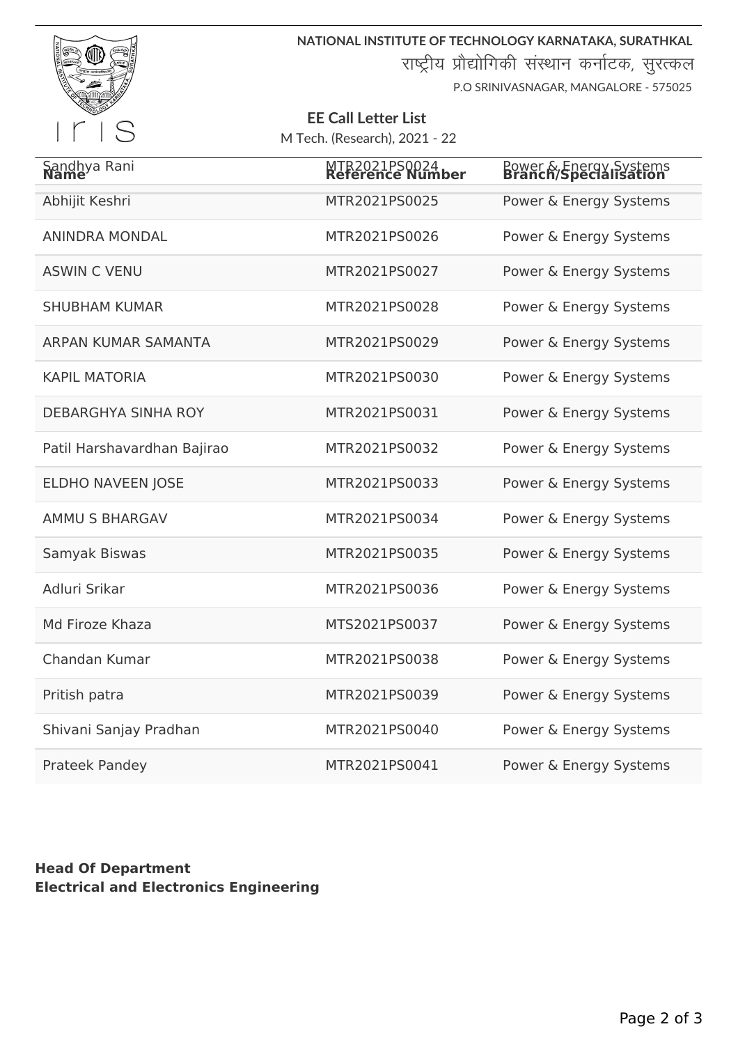NATIONAL INSTITUTE OF TECHNOLOGY KARNATAKA, SURATHKAL

राष्ट्रीय प्रौद्योगिकी संस्थान कर्नाटक, सुरत्कल

P.O SRINIVASNAGAR, MANGALORE - 575025

## EE Call Letter List

M Tech. (Research), 2021 - 22

| Name | Reference Number | Branch/Specialisation |
|---|---|---|
| Sandhya Rani | MTR2021PS0024 | Power & Energy Systems |
| Abhijit Keshri | MTR2021PS0025 | Power & Energy Systems |
| ANINDRA MONDAL | MTR2021PS0026 | Power & Energy Systems |
| ASWIN C VENU | MTR2021PS0027 | Power & Energy Systems |
| SHUBHAM KUMAR | MTR2021PS0028 | Power & Energy Systems |
| ARPAN KUMAR SAMANTA | MTR2021PS0029 | Power & Energy Systems |
| KAPIL MATORIA | MTR2021PS0030 | Power & Energy Systems |
| DEBARGHYA SINHA ROY | MTR2021PS0031 | Power & Energy Systems |
| Patil Harshavardhan Bajirao | MTR2021PS0032 | Power & Energy Systems |
| ELDHO NAVEEN JOSE | MTR2021PS0033 | Power & Energy Systems |
| AMMU S BHARGAV | MTR2021PS0034 | Power & Energy Systems |
| Samyak Biswas | MTR2021PS0035 | Power & Energy Systems |
| Adluri Srikar | MTR2021PS0036 | Power & Energy Systems |
| Md Firoze Khaza | MTS2021PS0037 | Power & Energy Systems |
| Chandan Kumar | MTR2021PS0038 | Power & Energy Systems |
| Pritish patra | MTR2021PS0039 | Power & Energy Systems |
| Shivani Sanjay Pradhan | MTR2021PS0040 | Power & Energy Systems |
| Prateek Pandey | MTR2021PS0041 | Power & Energy Systems |

**Head Of Department**
**Electrical and Electronics Engineering**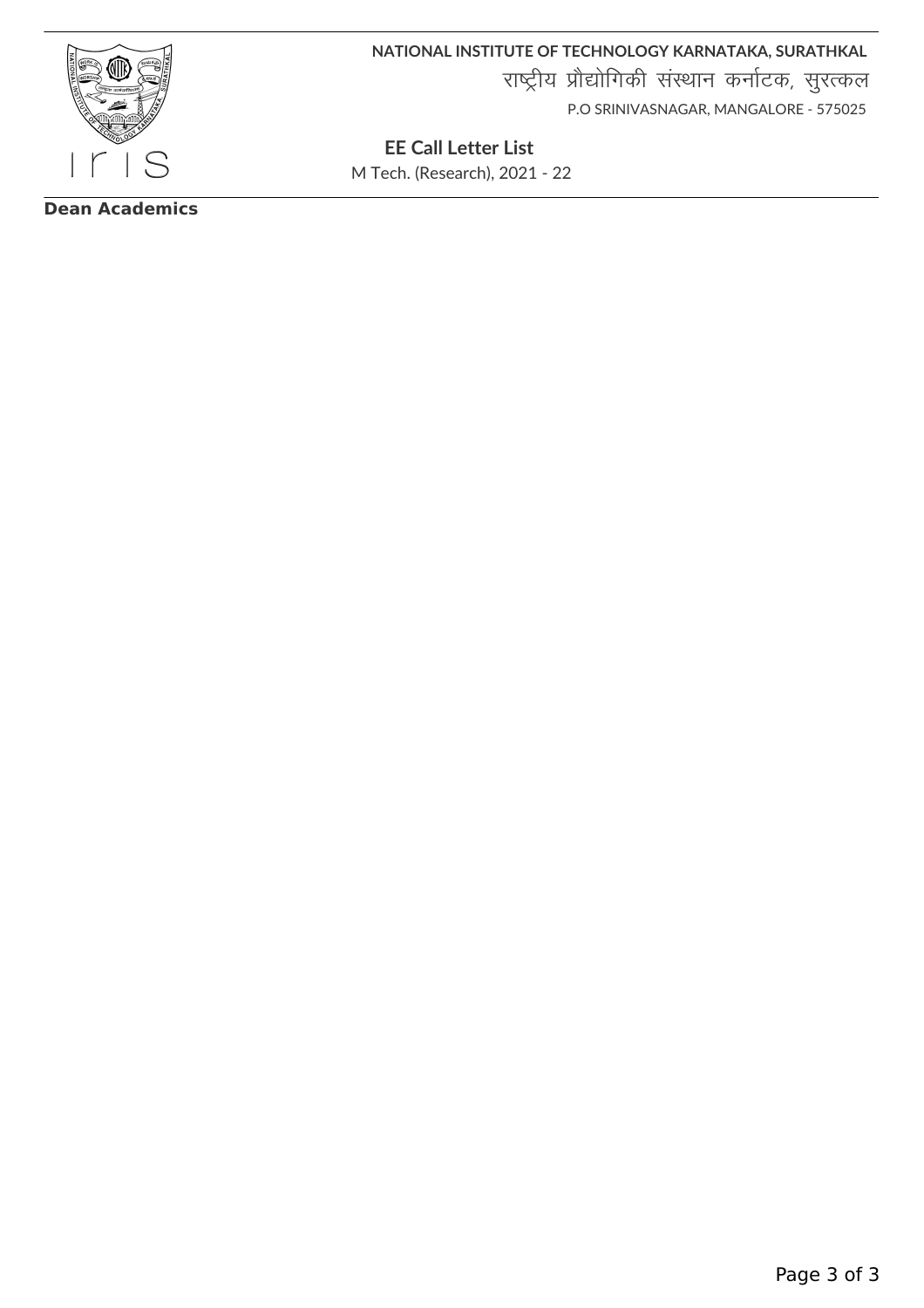NATIONAL INSTITUTE OF TECHNOLOGY KARNATAKA, SURATHKAL

राष्ट्रीय प्रौद्योगिकी संस्थान कर्नाटक, सुरत्कल

P.O SRINIVASNAGAR, MANGALORE - 575025

**EE Call Letter List**

M Tech. (Research), 2021 - 22

**Dean Academics**